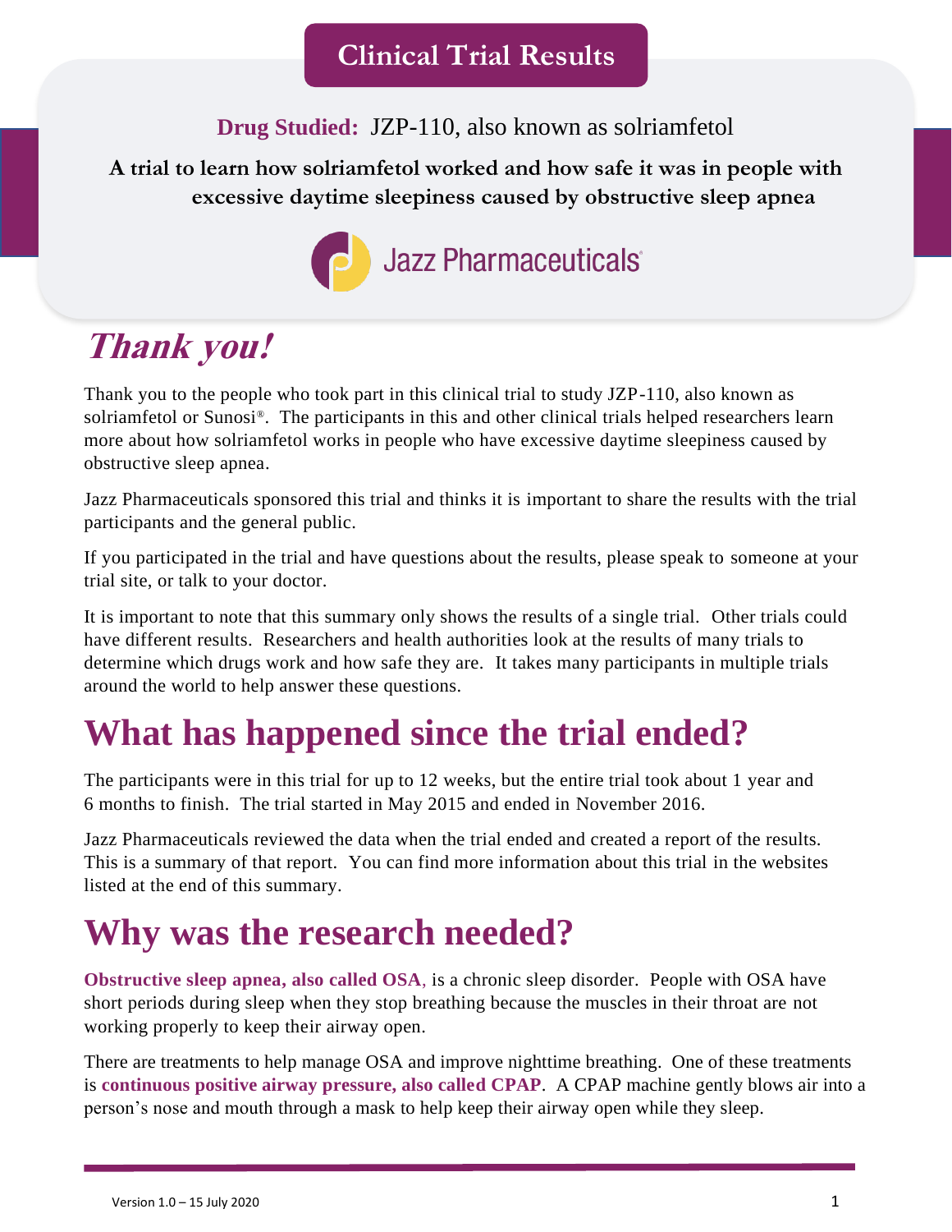# Clinical Trial Results

**Drug Studied:** JZP-110, also known as solriamfetol

**A trial to learn how solriamfetol worked and how safe it was in people with excessive daytime sleepiness caused by obstructive sleep apnea**

Jazz Pharmaceuticals®

## *Thank you!*

Thank you to the people who took part in this clinical trial to study JZP-110, also known as solriamfetol or Sunosi®. The participants in this and other clinical trials helped researchers learn more about how solriamfetol works in people who have excessive daytime sleepiness caused by obstructive sleep apnea.

Jazz Pharmaceuticals sponsored this trial and thinks it is important to share the results with the trial participants and the general public.

If you participated in the trial and have questions about the results, please speak to someone at your trial site, or talk to your doctor.

It is important to note that this summary only shows the results of a single trial. Other trials could have different results. Researchers and health authorities look at the results of many trials to determine which drugs work and how safe they are. It takes many participants in multiple trials around the world to help answer these questions.

# What has happened since the trial ended?

The participants were in this trial for up to 12 weeks, but the entire trial took about 1 year and 6 months to finish. The trial started in May 2015 and ended in November 2016.

Jazz Pharmaceuticals reviewed the data when the trial ended and created a report of the results. This is a summary of that report. You can find more information about this trial in the websites listed at the end of this summary.

# Why was the research needed?

**Obstructive sleep apnea, also called OSA**, is a chronic sleep disorder. People with OSA have short periods during sleep when they stop breathing because the muscles in their throat are not working properly to keep their airway open.

There are treatments to help manage OSA and improve nighttime breathing. One of these treatments is **continuous positive airway pressure, also called CPAP**. A CPAP machine gently blows air into a person's nose and mouth through a mask to help keep their airway open while they sleep.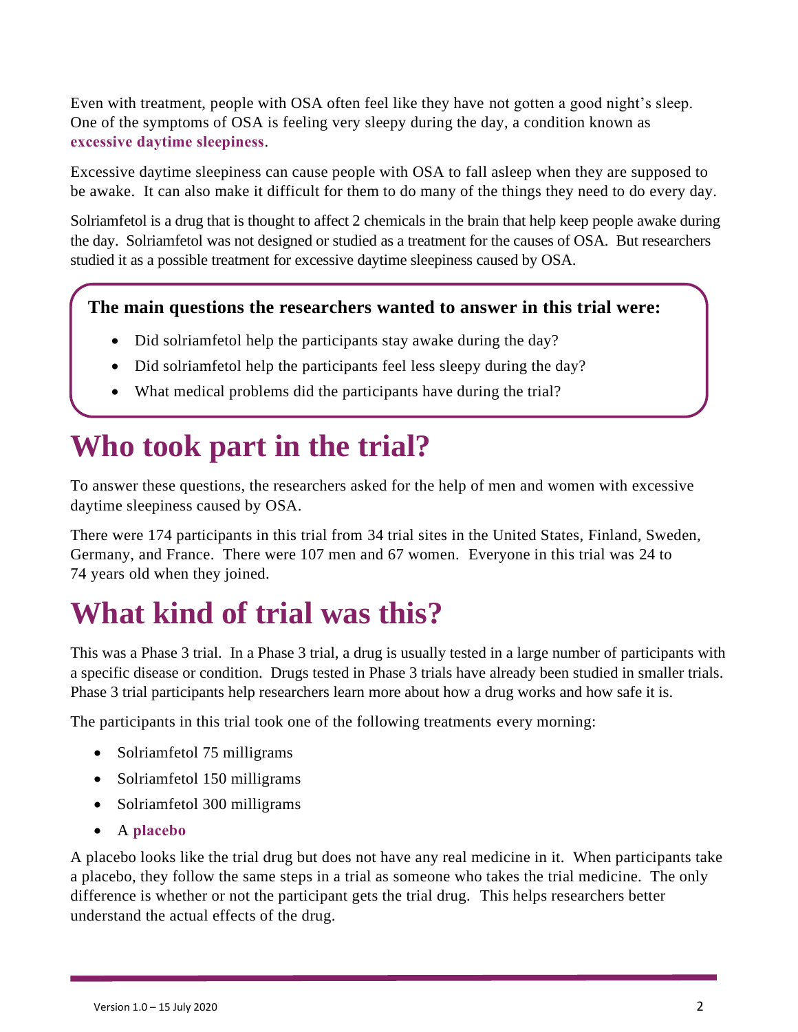Even with treatment, people with OSA often feel like they have not gotten a good night's sleep. One of the symptoms of OSA is feeling very sleepy during the day, a condition known as **excessive daytime sleepiness**.

Excessive daytime sleepiness can cause people with OSA to fall asleep when they are supposed to be awake. It can also make it difficult for them to do many of the things they need to do every day.

Solriamfetol is a drug that is thought to affect 2 chemicals in the brain that help keep people awake during the day. Solriamfetol was not designed or studied as a treatment for the causes of OSA. But researchers studied it as a possible treatment for excessive daytime sleepiness caused by OSA.

**The main questions the researchers wanted to answer in this trial were:**

- Did solriamfetol help the participants stay awake during the day?
- Did solriamfetol help the participants feel less sleepy during the day?
- What medical problems did the participants have during the trial?

# Who took part in the trial?

To answer these questions, the researchers asked for the help of men and women with excessive daytime sleepiness caused by OSA.

There were 174 participants in this trial from 34 trial sites in the United States, Finland, Sweden, Germany, and France. There were 107 men and 67 women. Everyone in this trial was 24 to 74 years old when they joined.

# What kind of trial was this?

This was a Phase 3 trial. In a Phase 3 trial, a drug is usually tested in a large number of participants with a specific disease or condition. Drugs tested in Phase 3 trials have already been studied in smaller trials. Phase 3 trial participants help researchers learn more about how a drug works and how safe it is.

The participants in this trial took one of the following treatments every morning:

- Solriamfetol 75 milligrams
- Solriamfetol 150 milligrams
- Solriamfetol 300 milligrams
- A **placebo**

A placebo looks like the trial drug but does not have any real medicine in it. When participants take a placebo, they follow the same steps in a trial as someone who takes the trial medicine. The only difference is whether or not the participant gets the trial drug. This helps researchers better understand the actual effects of the drug.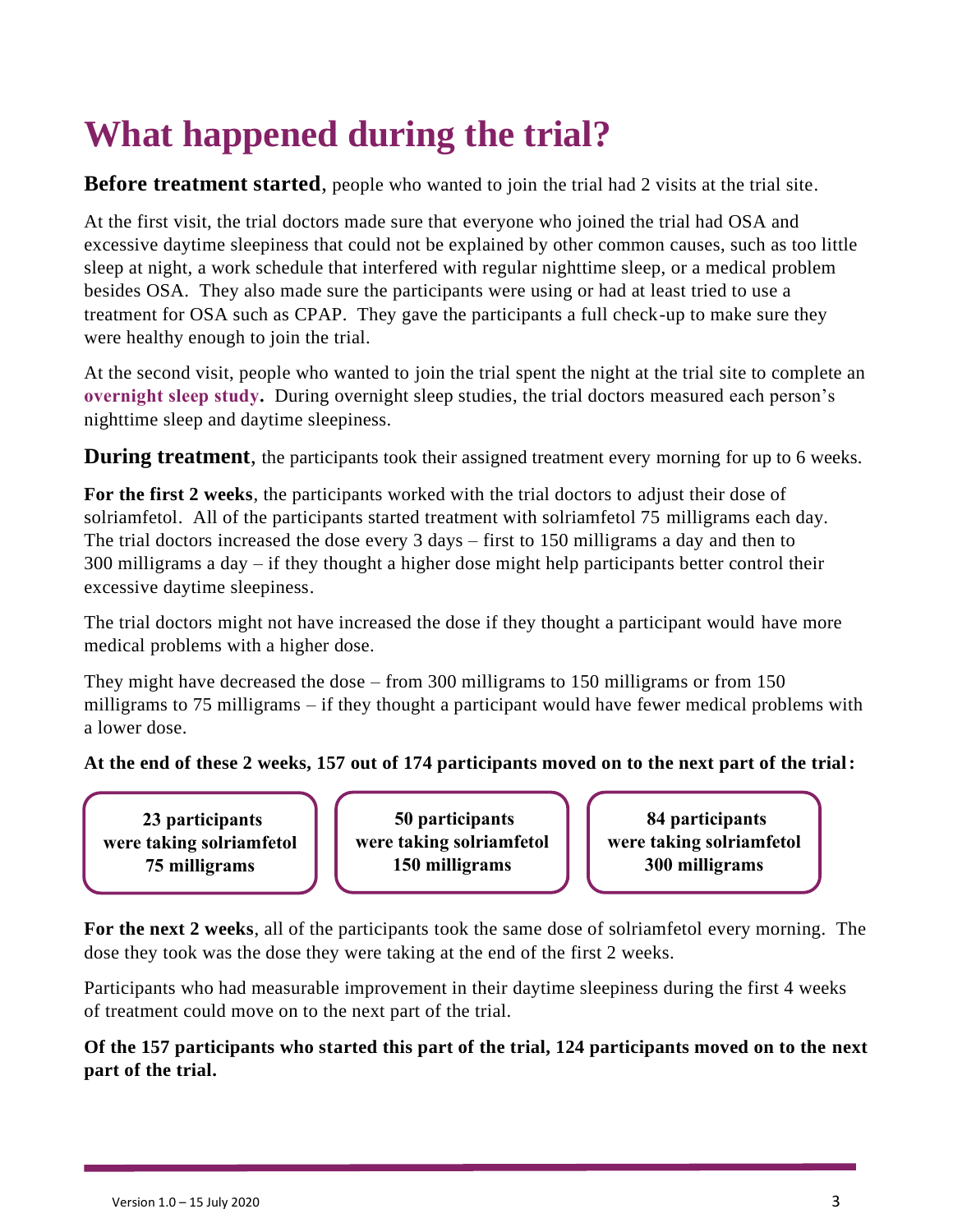# What happened during the trial?

**Before treatment started**, people who wanted to join the trial had 2 visits at the trial site.

At the first visit, the trial doctors made sure that everyone who joined the trial had OSA and excessive daytime sleepiness that could not be explained by other common causes, such as too little sleep at night, a work schedule that interfered with regular nighttime sleep, or a medical problem besides OSA. They also made sure the participants were using or had at least tried to use a treatment for OSA such as CPAP. They gave the participants a full check-up to make sure they were healthy enough to join the trial.

At the second visit, people who wanted to join the trial spent the night at the trial site to complete an **overnight sleep study.** During overnight sleep studies, the trial doctors measured each person's nighttime sleep and daytime sleepiness.

**During treatment**, the participants took their assigned treatment every morning for up to 6 weeks.

**For the first 2 weeks**, the participants worked with the trial doctors to adjust their dose of solriamfetol. All of the participants started treatment with solriamfetol 75 milligrams each day. The trial doctors increased the dose every 3 days – first to 150 milligrams a day and then to 300 milligrams a day – if they thought a higher dose might help participants better control their excessive daytime sleepiness.

The trial doctors might not have increased the dose if they thought a participant would have more medical problems with a higher dose.

They might have decreased the dose – from 300 milligrams to 150 milligrams or from 150 milligrams to 75 milligrams – if they thought a participant would have fewer medical problems with a lower dose.

**At the end of these 2 weeks, 157 out of 174 participants moved on to the next part of the trial:**

- **23 participants were taking solriamfetol 75 milligrams**
- **50 participants were taking solriamfetol 150 milligrams**
- **84 participants were taking solriamfetol 300 milligrams**

**For the next 2 weeks**, all of the participants took the same dose of solriamfetol every morning. The dose they took was the dose they were taking at the end of the first 2 weeks.

Participants who had measurable improvement in their daytime sleepiness during the first 4 weeks of treatment could move on to the next part of the trial.

**Of the 157 participants who started this part of the trial, 124 participants moved on to the next part of the trial.**

Version 1.0 – 15 July 2020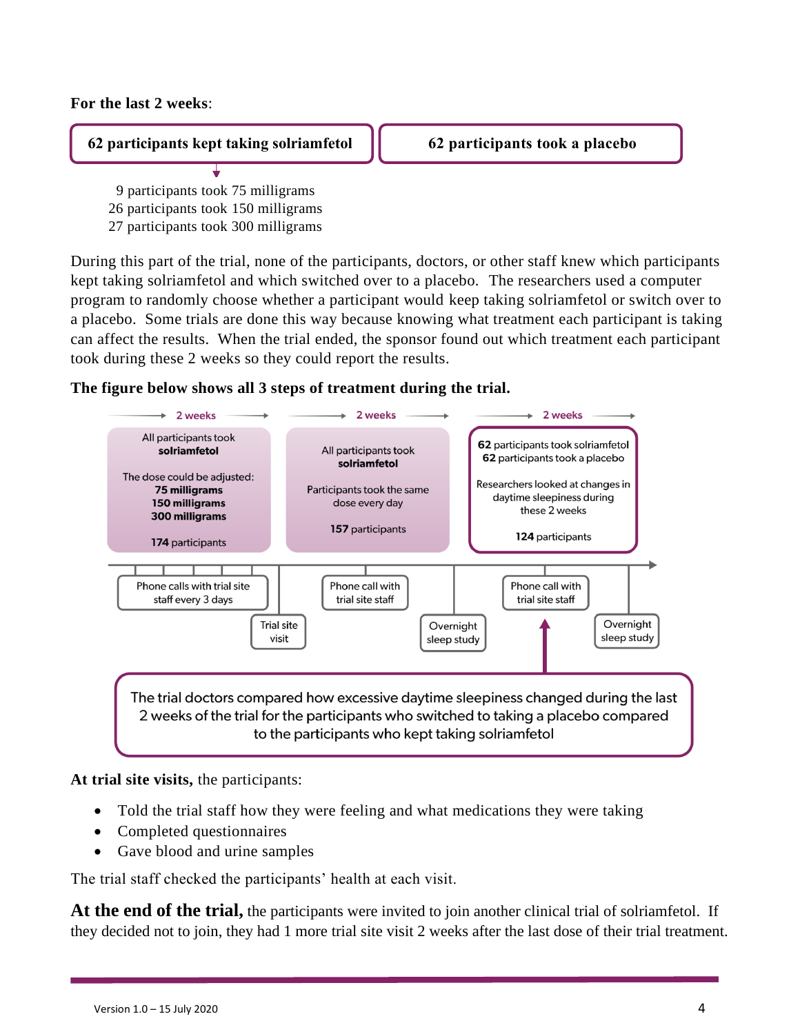**For the last 2 weeks**:

| 62 participants kept taking solriamfetol | 62 participants took a placebo |
|---|---|

9 participants took 75 milligrams
26 participants took 150 milligrams
27 participants took 300 milligrams

During this part of the trial, none of the participants, doctors, or other staff knew which participants kept taking solriamfetol and which switched over to a placebo. The researchers used a computer program to randomly choose whether a participant would keep taking solriamfetol or switch over to a placebo. Some trials are done this way because knowing what treatment each participant is taking can affect the results. When the trial ended, the sponsor found out which treatment each participant took during these 2 weeks so they could report the results.

**The figure below shows all 3 steps of treatment during the trial.**

| 2 weeks | 2 weeks | 2 weeks |
|---|---|---|
| All participants took **solriamfetol**<br><br>The dose could be adjusted:<br>**75 milligrams**<br>**150 milligrams**<br>**300 milligrams**<br><br>**174** participants | All participants took **solriamfetol**<br><br>Participants took the same dose every day<br><br>**157** participants | **62** participants took solriamfetol<br>**62** participants took a placebo<br><br>Researchers looked at changes in daytime sleepiness during these 2 weeks<br><br>**124** participants |
| Phone calls with trial site staff every 3 days<br>Trial site visit | Phone call with trial site staff<br>Overnight sleep study | Phone call with trial site staff<br>Overnight sleep study |

The trial doctors compared how excessive daytime sleepiness changed during the last 2 weeks of the trial for the participants who switched to taking a placebo compared to the participants who kept taking solriamfetol

**At trial site visits,** the participants:

- Told the trial staff how they were feeling and what medications they were taking
- Completed questionnaires
- Gave blood and urine samples

The trial staff checked the participants' health at each visit.

**At the end of the trial,** the participants were invited to join another clinical trial of solriamfetol. If they decided not to join, they had 1 more trial site visit 2 weeks after the last dose of their trial treatment.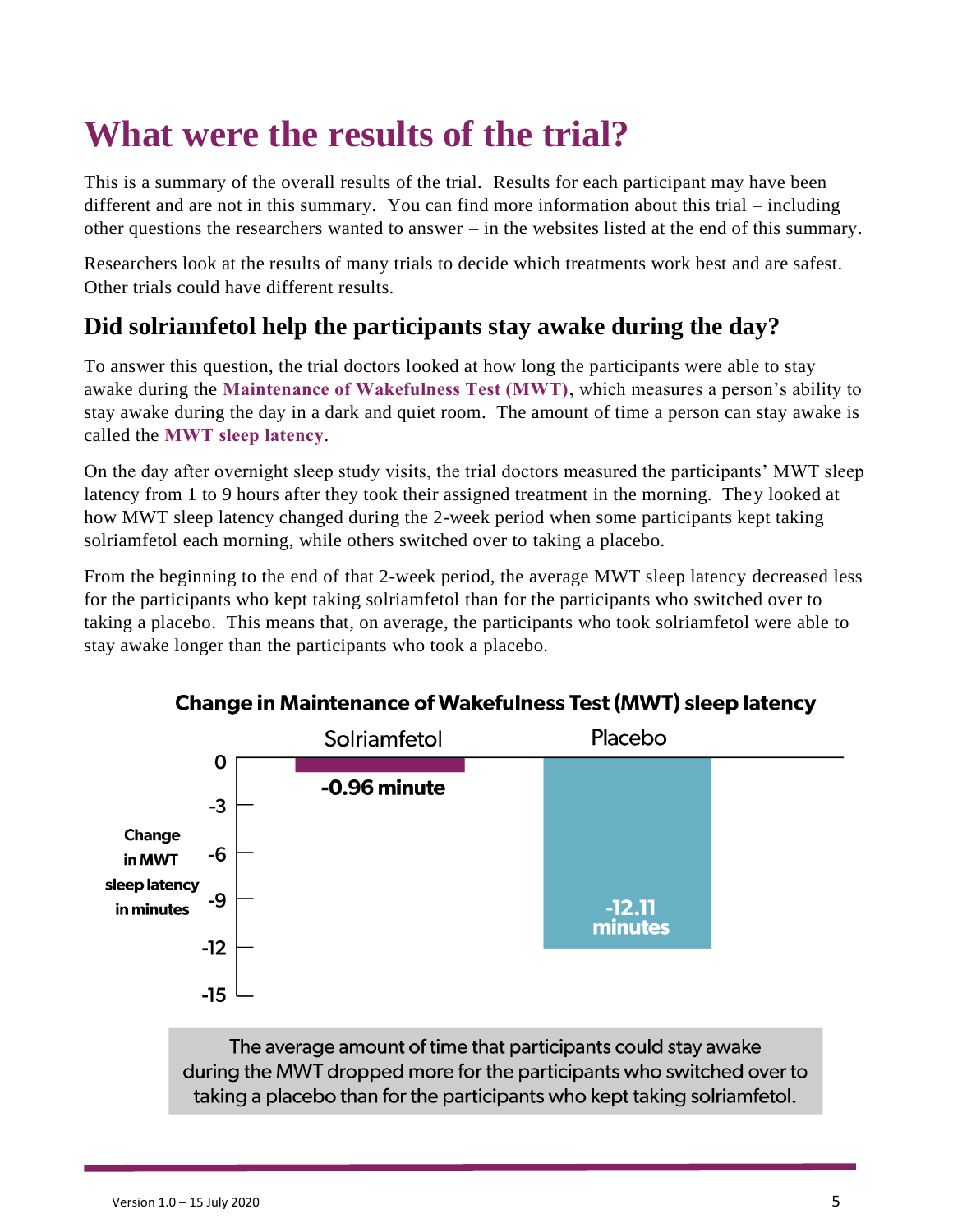# What were the results of the trial?

This is a summary of the overall results of the trial. Results for each participant may have been different and are not in this summary. You can find more information about this trial – including other questions the researchers wanted to answer – in the websites listed at the end of this summary.

Researchers look at the results of many trials to decide which treatments work best and are safest. Other trials could have different results.

## Did solriamfetol help the participants stay awake during the day?

To answer this question, the trial doctors looked at how long the participants were able to stay awake during the **Maintenance of Wakefulness Test (MWT)**, which measures a person's ability to stay awake during the day in a dark and quiet room. The amount of time a person can stay awake is called the **MWT sleep latency**.

On the day after overnight sleep study visits, the trial doctors measured the participants' MWT sleep latency from 1 to 9 hours after they took their assigned treatment in the morning. They looked at how MWT sleep latency changed during the 2-week period when some participants kept taking solriamfetol each morning, while others switched over to taking a placebo.

From the beginning to the end of that 2-week period, the average MWT sleep latency decreased less for the participants who kept taking solriamfetol than for the participants who switched over to taking a placebo. This means that, on average, the participants who took solriamfetol were able to stay awake longer than the participants who took a placebo.

**Change in Maintenance of Wakefulness Test (MWT) sleep latency**

| | Change in MWT sleep latency in minutes |
|---|---|
| Solriamfetol | -0.96 minute |
| Placebo | -12.11 minutes |

The average amount of time that participants could stay awake during the MWT dropped more for the participants who switched over to taking a placebo than for the participants who kept taking solriamfetol.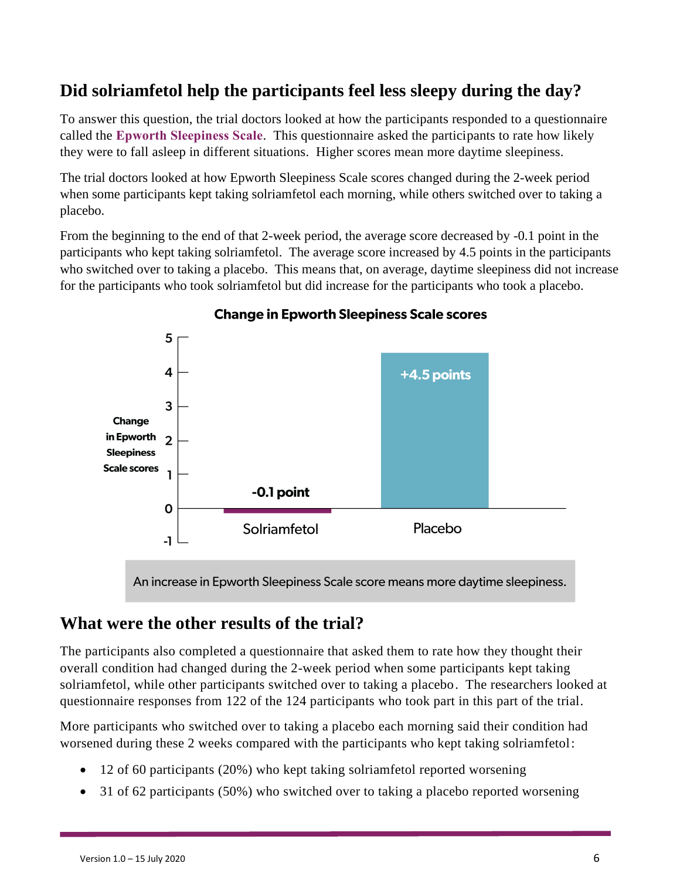## Did solriamfetol help the participants feel less sleepy during the day?

To answer this question, the trial doctors looked at how the participants responded to a questionnaire called the **Epworth Sleepiness Scale**. This questionnaire asked the participants to rate how likely they were to fall asleep in different situations. Higher scores mean more daytime sleepiness.

The trial doctors looked at how Epworth Sleepiness Scale scores changed during the 2-week period when some participants kept taking solriamfetol each morning, while others switched over to taking a placebo.

From the beginning to the end of that 2-week period, the average score decreased by -0.1 point in the participants who kept taking solriamfetol. The average score increased by 4.5 points in the participants who switched over to taking a placebo. This means that, on average, daytime sleepiness did not increase for the participants who took solriamfetol but did increase for the participants who took a placebo.

**Change in Epworth Sleepiness Scale scores**

| | Change in Epworth Sleepiness Scale scores |
|---|---|
| Solriamfetol | -0.1 point |
| Placebo | +4.5 points |

An increase in Epworth Sleepiness Scale score means more daytime sleepiness.

## What were the other results of the trial?

The participants also completed a questionnaire that asked them to rate how they thought their overall condition had changed during the 2-week period when some participants kept taking solriamfetol, while other participants switched over to taking a placebo. The researchers looked at questionnaire responses from 122 of the 124 participants who took part in this part of the trial.

More participants who switched over to taking a placebo each morning said their condition had worsened during these 2 weeks compared with the participants who kept taking solriamfetol:

- 12 of 60 participants (20%) who kept taking solriamfetol reported worsening
- 31 of 62 participants (50%) who switched over to taking a placebo reported worsening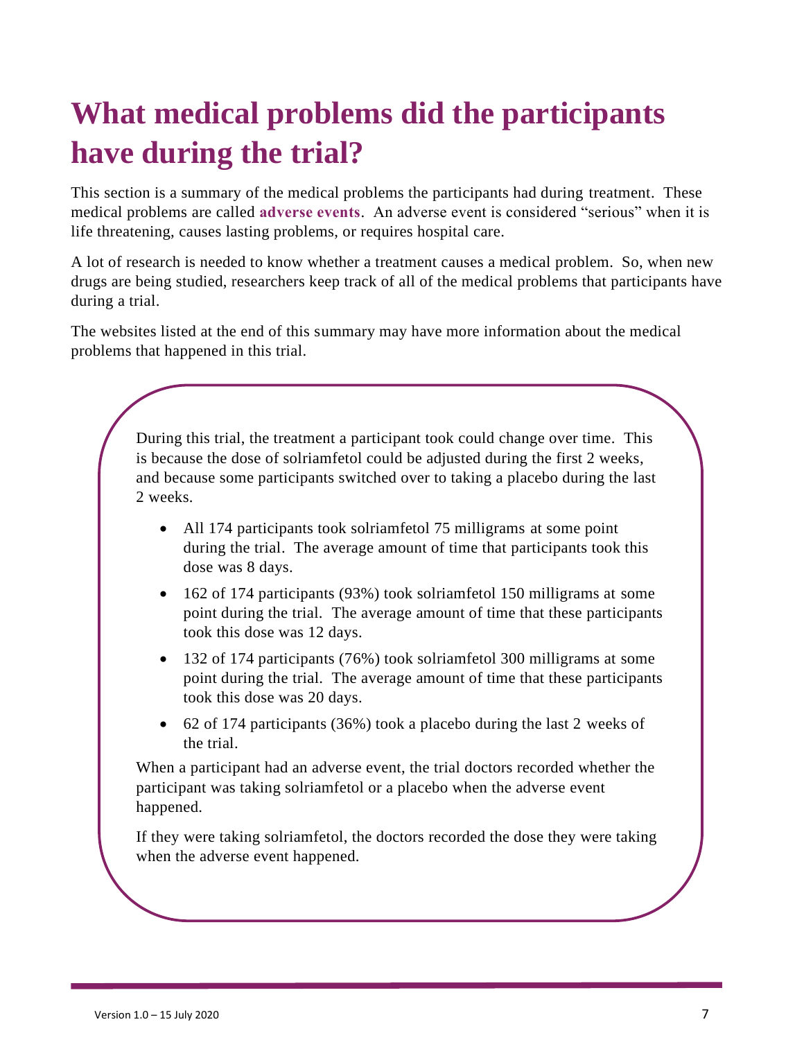# What medical problems did the participants have during the trial?

This section is a summary of the medical problems the participants had during treatment. These medical problems are called **adverse events**. An adverse event is considered "serious" when it is life threatening, causes lasting problems, or requires hospital care.

A lot of research is needed to know whether a treatment causes a medical problem. So, when new drugs are being studied, researchers keep track of all of the medical problems that participants have during a trial.

The websites listed at the end of this summary may have more information about the medical problems that happened in this trial.

During this trial, the treatment a participant took could change over time. This is because the dose of solriamfetol could be adjusted during the first 2 weeks, and because some participants switched over to taking a placebo during the last 2 weeks.

- All 174 participants took solriamfetol 75 milligrams at some point during the trial. The average amount of time that participants took this dose was 8 days.
- 162 of 174 participants (93%) took solriamfetol 150 milligrams at some point during the trial. The average amount of time that these participants took this dose was 12 days.
- 132 of 174 participants (76%) took solriamfetol 300 milligrams at some point during the trial. The average amount of time that these participants took this dose was 20 days.
- 62 of 174 participants (36%) took a placebo during the last 2 weeks of the trial.

When a participant had an adverse event, the trial doctors recorded whether the participant was taking solriamfetol or a placebo when the adverse event happened.

If they were taking solriamfetol, the doctors recorded the dose they were taking when the adverse event happened.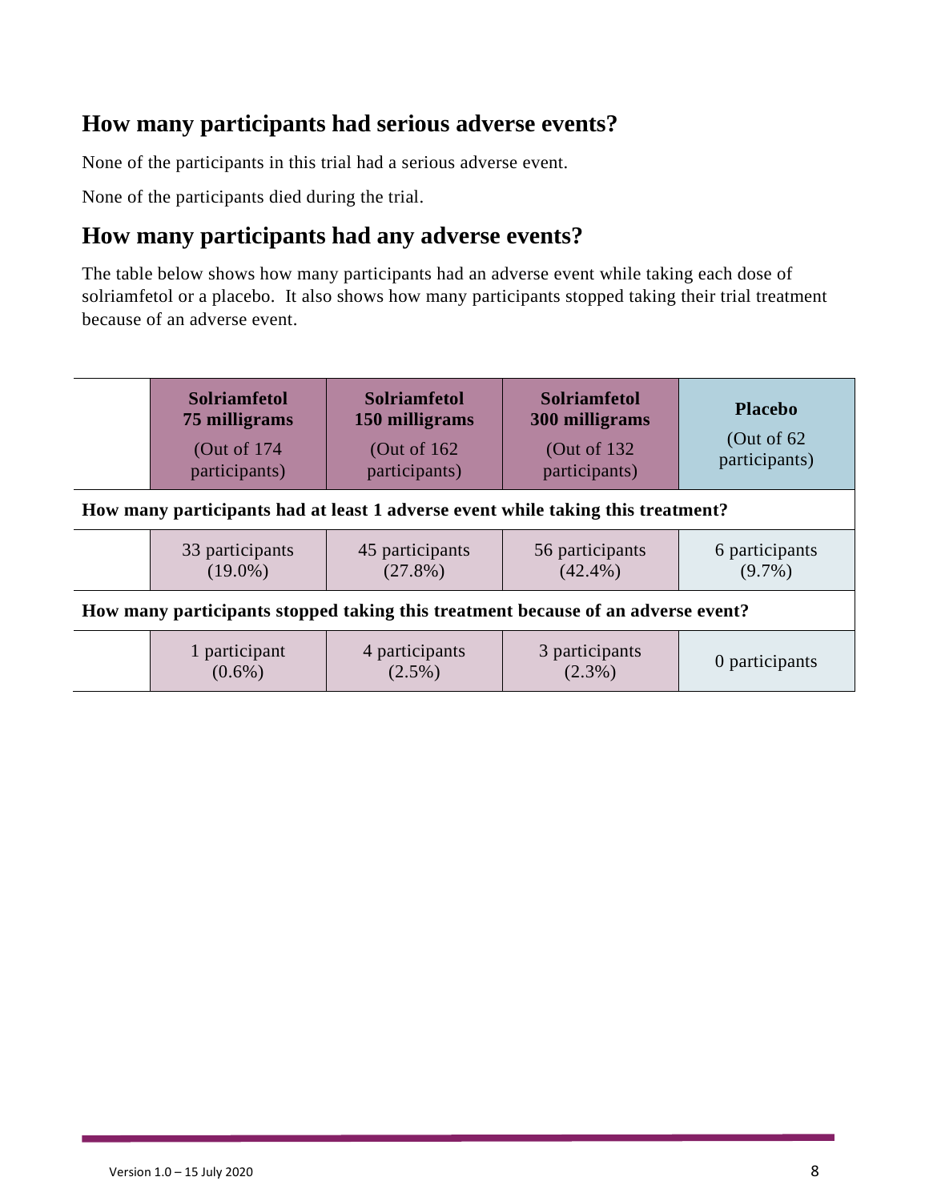## How many participants had serious adverse events?

None of the participants in this trial had a serious adverse event.

None of the participants died during the trial.

## How many participants had any adverse events?

The table below shows how many participants had an adverse event while taking each dose of solriamfetol or a placebo. It also shows how many participants stopped taking their trial treatment because of an adverse event.

| | **Solriamfetol 75 milligrams** (Out of 174 participants) | **Solriamfetol 150 milligrams** (Out of 162 participants) | **Solriamfetol 300 milligrams** (Out of 132 participants) | **Placebo** (Out of 62 participants) |
|---|---|---|---|---|
| **How many participants had at least 1 adverse event while taking this treatment?** | | | | |
| | 33 participants (19.0%) | 45 participants (27.8%) | 56 participants (42.4%) | 6 participants (9.7%) |
| **How many participants stopped taking this treatment because of an adverse event?** | | | | |
| | 1 participant (0.6%) | 4 participants (2.5%) | 3 participants (2.3%) | 0 participants |

Version 1.0 – 15 July 2020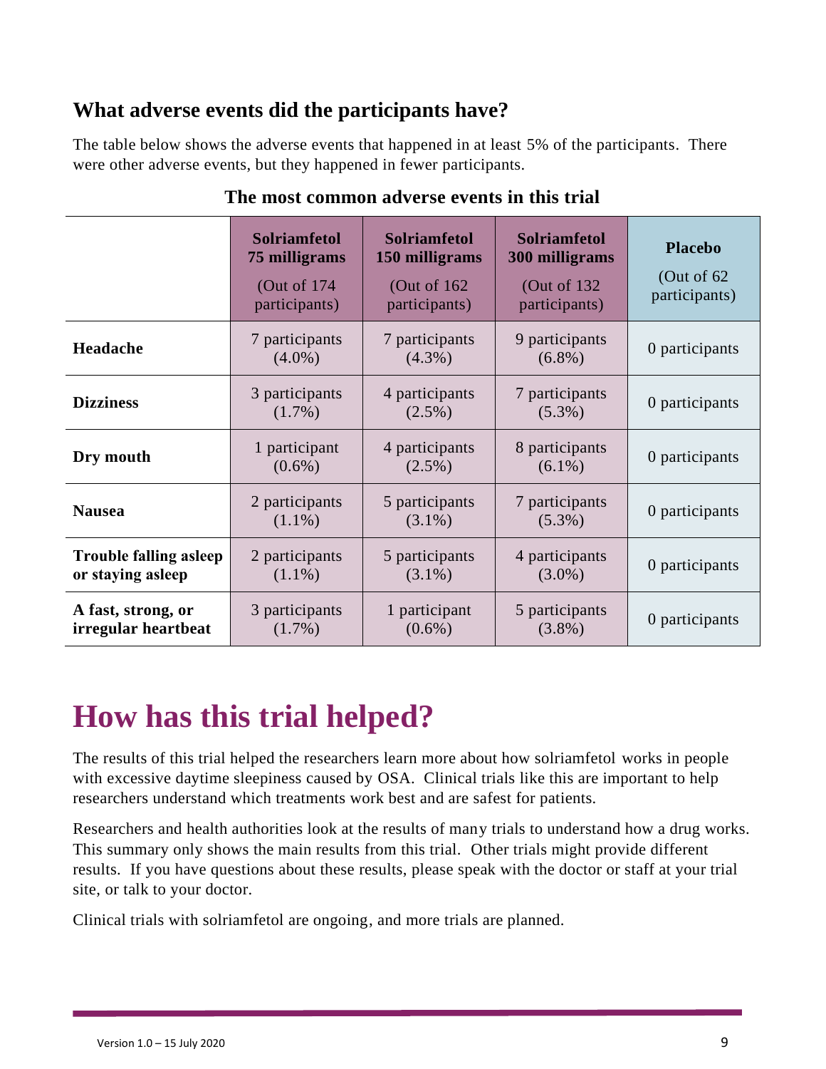## What adverse events did the participants have?

The table below shows the adverse events that happened in at least 5% of the participants. There were other adverse events, but they happened in fewer participants.

**The most common adverse events in this trial**

| | **Solriamfetol 75 milligrams** (Out of 174 participants) | **Solriamfetol 150 milligrams** (Out of 162 participants) | **Solriamfetol 300 milligrams** (Out of 132 participants) | **Placebo** (Out of 62 participants) |
|---|---|---|---|---|
| **Headache** | 7 participants (4.0%) | 7 participants (4.3%) | 9 participants (6.8%) | 0 participants |
| **Dizziness** | 3 participants (1.7%) | 4 participants (2.5%) | 7 participants (5.3%) | 0 participants |
| **Dry mouth** | 1 participant (0.6%) | 4 participants (2.5%) | 8 participants (6.1%) | 0 participants |
| **Nausea** | 2 participants (1.1%) | 5 participants (3.1%) | 7 participants (5.3%) | 0 participants |
| **Trouble falling asleep or staying asleep** | 2 participants (1.1%) | 5 participants (3.1%) | 4 participants (3.0%) | 0 participants |
| **A fast, strong, or irregular heartbeat** | 3 participants (1.7%) | 1 participant (0.6%) | 5 participants (3.8%) | 0 participants |

# How has this trial helped?

The results of this trial helped the researchers learn more about how solriamfetol works in people with excessive daytime sleepiness caused by OSA. Clinical trials like this are important to help researchers understand which treatments work best and are safest for patients.

Researchers and health authorities look at the results of many trials to understand how a drug works. This summary only shows the main results from this trial. Other trials might provide different results. If you have questions about these results, please speak with the doctor or staff at your trial site, or talk to your doctor.

Clinical trials with solriamfetol are ongoing, and more trials are planned.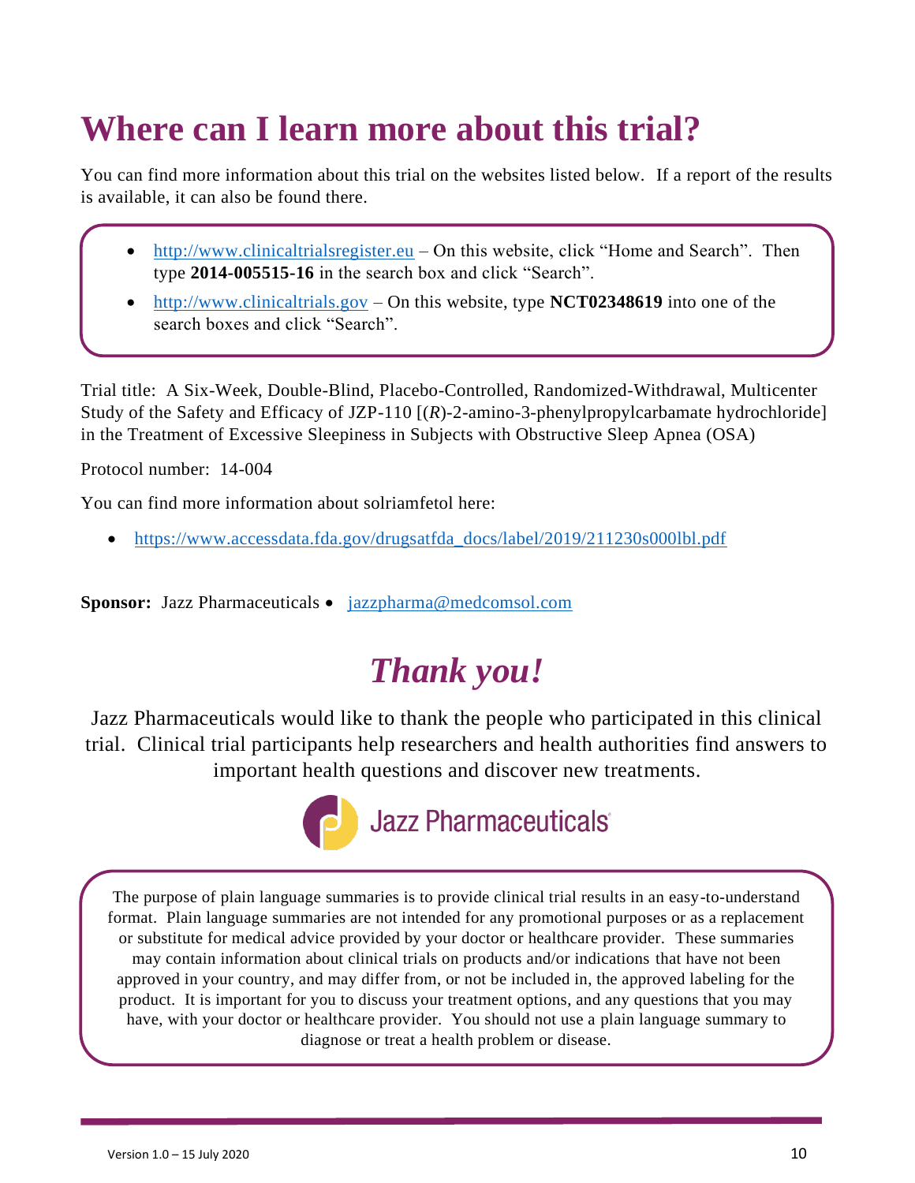# Where can I learn more about this trial?

You can find more information about this trial on the websites listed below. If a report of the results is available, it can also be found there.

- http://www.clinicaltrialsregister.eu – On this website, click "Home and Search". Then type **2014-005515-16** in the search box and click "Search".
- http://www.clinicaltrials.gov – On this website, type **NCT02348619** into one of the search boxes and click "Search".

Trial title: A Six-Week, Double-Blind, Placebo-Controlled, Randomized-Withdrawal, Multicenter Study of the Safety and Efficacy of JZP-110 [(*R*)-2-amino-3-phenylpropylcarbamate hydrochloride] in the Treatment of Excessive Sleepiness in Subjects with Obstructive Sleep Apnea (OSA)

Protocol number: 14-004

You can find more information about solriamfetol here:

- https://www.accessdata.fda.gov/drugsatfda_docs/label/2019/211230s000lbl.pdf

**Sponsor:** Jazz Pharmaceuticals • jazzpharma@medcomsol.com

## *Thank you!*

Jazz Pharmaceuticals would like to thank the people who participated in this clinical trial. Clinical trial participants help researchers and health authorities find answers to important health questions and discover new treatments.

Jazz Pharmaceuticals

The purpose of plain language summaries is to provide clinical trial results in an easy-to-understand format. Plain language summaries are not intended for any promotional purposes or as a replacement or substitute for medical advice provided by your doctor or healthcare provider. These summaries may contain information about clinical trials on products and/or indications that have not been approved in your country, and may differ from, or not be included in, the approved labeling for the product. It is important for you to discuss your treatment options, and any questions that you may have, with your doctor or healthcare provider. You should not use a plain language summary to diagnose or treat a health problem or disease.

Version 1.0 – 15 July 2020